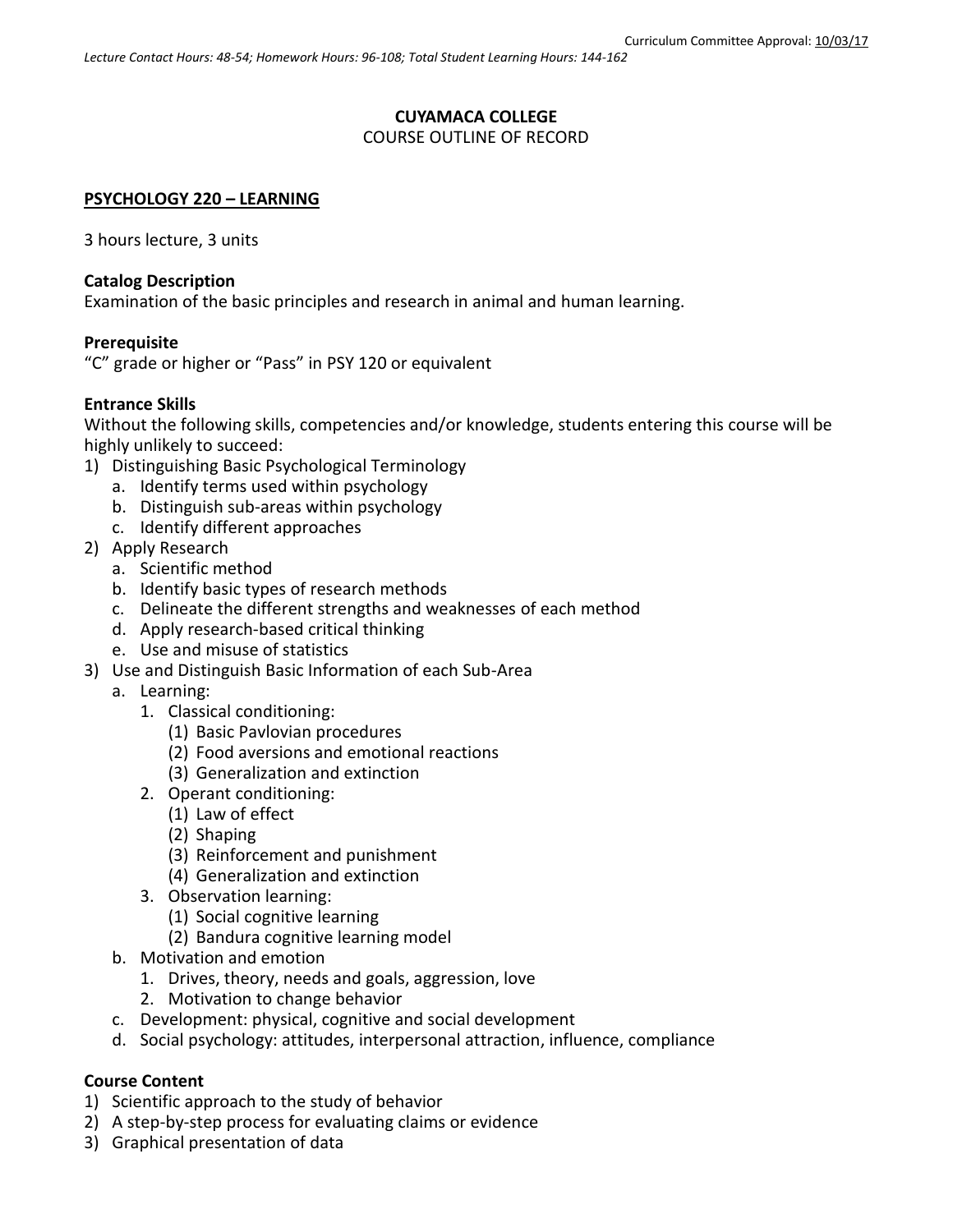Curriculum Committee Approval: 10/03/17

*Lecture Contact Hours: 48-54; Homework Hours: 96-108; Total Student Learning Hours: 144-162*

**CUYAMACA COLLEGE**
COURSE OUTLINE OF RECORD

**PSYCHOLOGY 220 – LEARNING**

3 hours lecture, 3 units

**Catalog Description**
Examination of the basic principles and research in animal and human learning.

**Prerequisite**
"C" grade or higher or "Pass" in PSY 120 or equivalent

**Entrance Skills**
Without the following skills, competencies and/or knowledge, students entering this course will be highly unlikely to succeed:

1) Distinguishing Basic Psychological Terminology
   a. Identify terms used within psychology
   b. Distinguish sub-areas within psychology
   c. Identify different approaches
2) Apply Research
   a. Scientific method
   b. Identify basic types of research methods
   c. Delineate the different strengths and weaknesses of each method
   d. Apply research-based critical thinking
   e. Use and misuse of statistics
3) Use and Distinguish Basic Information of each Sub-Area
   a. Learning:
      1. Classical conditioning:
         (1) Basic Pavlovian procedures
         (2) Food aversions and emotional reactions
         (3) Generalization and extinction
      2. Operant conditioning:
         (1) Law of effect
         (2) Shaping
         (3) Reinforcement and punishment
         (4) Generalization and extinction
      3. Observation learning:
         (1) Social cognitive learning
         (2) Bandura cognitive learning model
   b. Motivation and emotion
      1. Drives, theory, needs and goals, aggression, love
      2. Motivation to change behavior
   c. Development: physical, cognitive and social development
   d. Social psychology: attitudes, interpersonal attraction, influence, compliance

**Course Content**

1) Scientific approach to the study of behavior
2) A step-by-step process for evaluating claims or evidence
3) Graphical presentation of data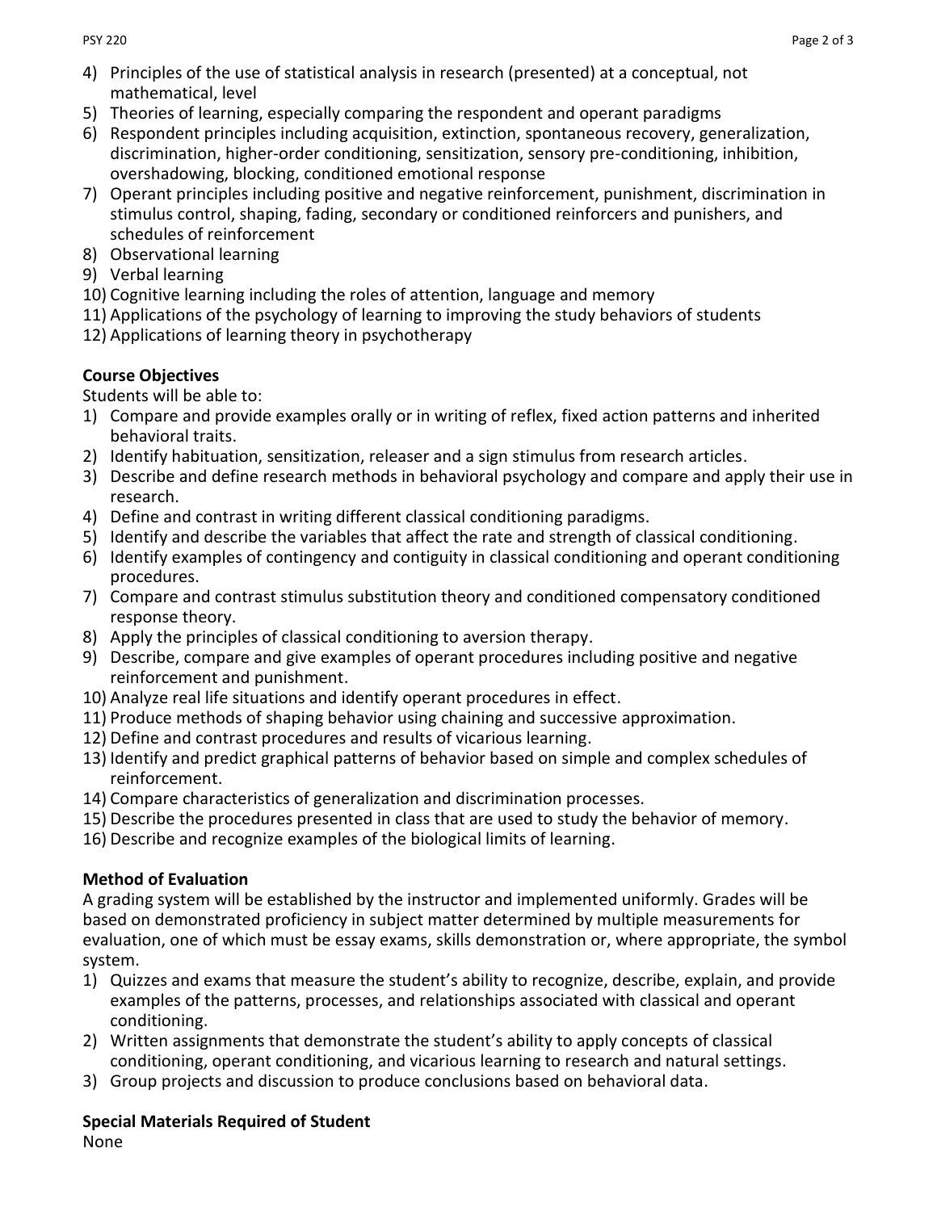4) Principles of the use of statistical analysis in research (presented) at a conceptual, not mathematical, level
5) Theories of learning, especially comparing the respondent and operant paradigms
6) Respondent principles including acquisition, extinction, spontaneous recovery, generalization, discrimination, higher-order conditioning, sensitization, sensory pre-conditioning, inhibition, overshadowing, blocking, conditioned emotional response
7) Operant principles including positive and negative reinforcement, punishment, discrimination in stimulus control, shaping, fading, secondary or conditioned reinforcers and punishers, and schedules of reinforcement
8) Observational learning
9) Verbal learning
10) Cognitive learning including the roles of attention, language and memory
11) Applications of the psychology of learning to improving the study behaviors of students
12) Applications of learning theory in psychotherapy

**Course Objectives**

Students will be able to:

1) Compare and provide examples orally or in writing of reflex, fixed action patterns and inherited behavioral traits.
2) Identify habituation, sensitization, releaser and a sign stimulus from research articles.
3) Describe and define research methods in behavioral psychology and compare and apply their use in research.
4) Define and contrast in writing different classical conditioning paradigms.
5) Identify and describe the variables that affect the rate and strength of classical conditioning.
6) Identify examples of contingency and contiguity in classical conditioning and operant conditioning procedures.
7) Compare and contrast stimulus substitution theory and conditioned compensatory conditioned response theory.
8) Apply the principles of classical conditioning to aversion therapy.
9) Describe, compare and give examples of operant procedures including positive and negative reinforcement and punishment.
10) Analyze real life situations and identify operant procedures in effect.
11) Produce methods of shaping behavior using chaining and successive approximation.
12) Define and contrast procedures and results of vicarious learning.
13) Identify and predict graphical patterns of behavior based on simple and complex schedules of reinforcement.
14) Compare characteristics of generalization and discrimination processes.
15) Describe the procedures presented in class that are used to study the behavior of memory.
16) Describe and recognize examples of the biological limits of learning.

**Method of Evaluation**

A grading system will be established by the instructor and implemented uniformly. Grades will be based on demonstrated proficiency in subject matter determined by multiple measurements for evaluation, one of which must be essay exams, skills demonstration or, where appropriate, the symbol system.

1) Quizzes and exams that measure the student's ability to recognize, describe, explain, and provide examples of the patterns, processes, and relationships associated with classical and operant conditioning.
2) Written assignments that demonstrate the student's ability to apply concepts of classical conditioning, operant conditioning, and vicarious learning to research and natural settings.
3) Group projects and discussion to produce conclusions based on behavioral data.

**Special Materials Required of Student**

None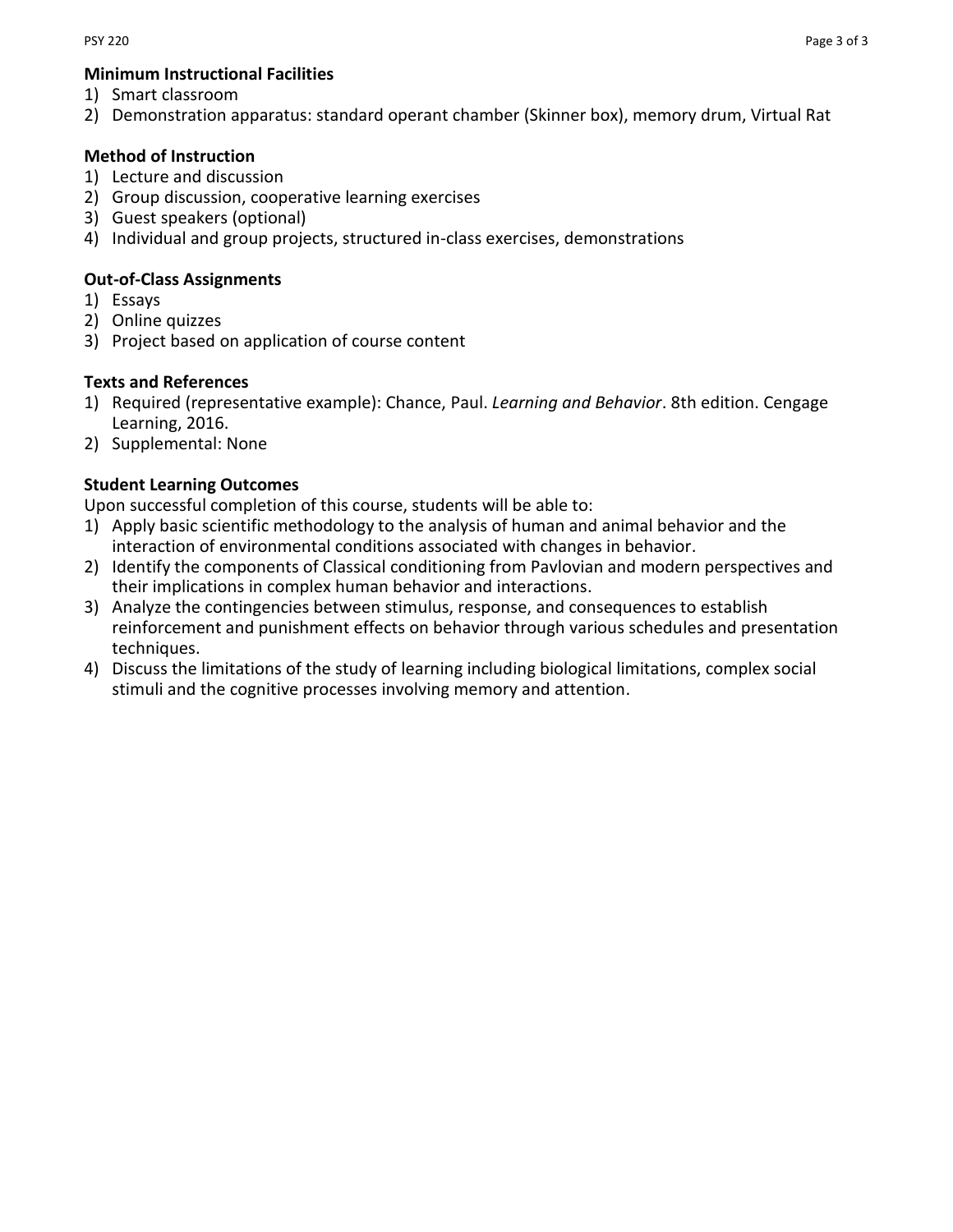**Minimum Instructional Facilities**

1) Smart classroom
2) Demonstration apparatus: standard operant chamber (Skinner box), memory drum, Virtual Rat

**Method of Instruction**

1) Lecture and discussion
2) Group discussion, cooperative learning exercises
3) Guest speakers (optional)
4) Individual and group projects, structured in-class exercises, demonstrations

**Out-of-Class Assignments**

1) Essays
2) Online quizzes
3) Project based on application of course content

**Texts and References**

1) Required (representative example): Chance, Paul. *Learning and Behavior*. 8th edition. Cengage Learning, 2016.
2) Supplemental: None

**Student Learning Outcomes**

Upon successful completion of this course, students will be able to:

1) Apply basic scientific methodology to the analysis of human and animal behavior and the interaction of environmental conditions associated with changes in behavior.
2) Identify the components of Classical conditioning from Pavlovian and modern perspectives and their implications in complex human behavior and interactions.
3) Analyze the contingencies between stimulus, response, and consequences to establish reinforcement and punishment effects on behavior through various schedules and presentation techniques.
4) Discuss the limitations of the study of learning including biological limitations, complex social stimuli and the cognitive processes involving memory and attention.